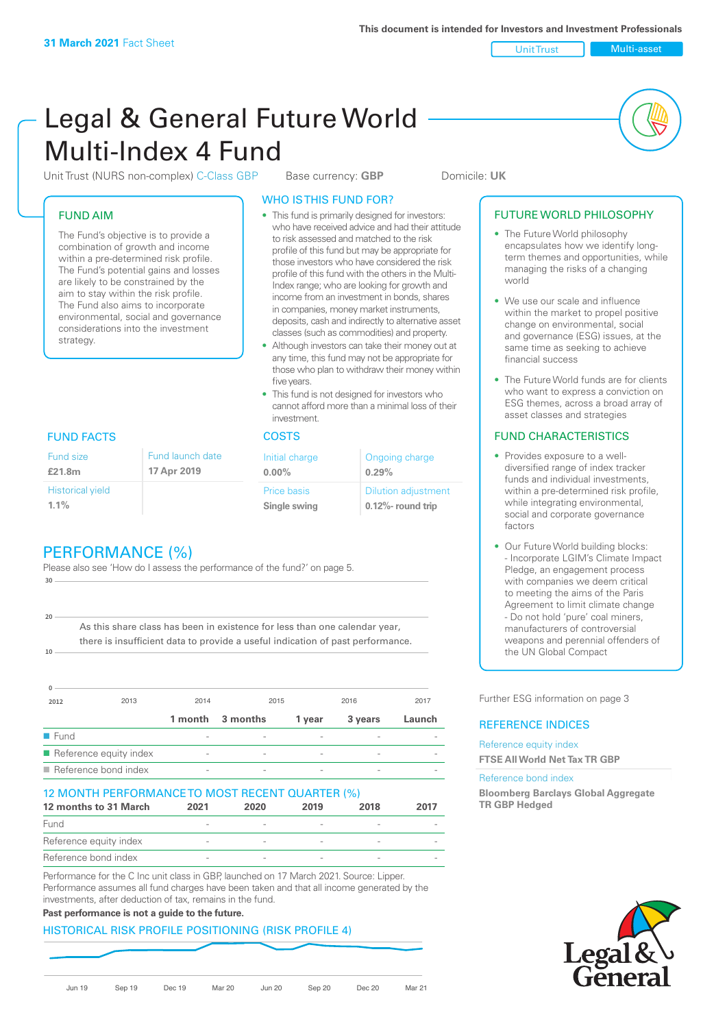31 March 2021 Fact Sheet

This document is intended for Investors and Investment Professionals

Unit Trust | Multi-asset

# Legal & General Future World Multi-Index 4 Fund

Unit Trust (NURS non-complex) C-Class GBP    Base currency: **GBP**    Domicile: **UK**

## FUND AIM

The Fund's objective is to provide a combination of growth and income within a pre-determined risk profile. The Fund's potential gains and losses are likely to be constrained by the aim to stay within the risk profile. The Fund also aims to incorporate environmental, social and governance considerations into the investment strategy.

## WHO IS THIS FUND FOR?

- This fund is primarily designed for investors: who have received advice and had their attitude to risk assessed and matched to the risk profile of this fund but may be appropriate for those investors who have considered the risk profile of this fund with the others in the Multi-Index range; who are looking for growth and income from an investment in bonds, shares in companies, money market instruments, deposits, cash and indirectly to alternative asset classes (such as commodities) and property.
- Although investors can take their money out at any time, this fund may not be appropriate for those who plan to withdraw their money within five years.
- This fund is not designed for investors who cannot afford more than a minimal loss of their investment.

## FUTURE WORLD PHILOSOPHY

- The Future World philosophy encapsulates how we identify long-term themes and opportunities, while managing the risks of a changing world
- We use our scale and influence within the market to propel positive change on environmental, social and governance (ESG) issues, at the same time as seeking to achieve financial success
- The Future World funds are for clients who want to express a conviction on ESG themes, across a broad array of asset classes and strategies

## FUND FACTS

| Fund size | Fund launch date |
|---|---|
| **£21.8m** | **17 Apr 2019** |
| Historical yield | |
| **1.1%** | |

## COSTS

| Initial charge | Ongoing charge |
|---|---|
| **0.00%** | **0.29%** |
| Price basis | Dilution adjustment |
| **Single swing** | **0.12%- round trip** |

## FUND CHARACTERISTICS

- Provides exposure to a well-diversified range of index tracker funds and individual investments, within a pre-determined risk profile, while integrating environmental, social and corporate governance factors
- Our Future World building blocks:
  - Incorporate LGIM's Climate Impact Pledge, an engagement process with companies we deem critical to meeting the aims of the Paris Agreement to limit climate change
  - Do not hold 'pure' coal miners, manufacturers of controversial weapons and perennial offenders of the UN Global Compact

Further ESG information on page 3

## PERFORMANCE (%)

Please also see 'How do I assess the performance of the fund?' on page 5.

As this share class has been in existence for less than one calendar year, there is insufficient data to provide a useful indication of past performance.

| | 1 month | 3 months | 1 year | 3 years | Launch |
|---|---|---|---|---|---|
| Fund | - | - | - | - | - |
| Reference equity index | - | - | - | - | - |
| Reference bond index | - | - | - | - | - |

## 12 MONTH PERFORMANCE TO MOST RECENT QUARTER (%)

| 12 months to 31 March | 2021 | 2020 | 2019 | 2018 | 2017 |
|---|---|---|---|---|---|
| Fund | - | - | - | - | - |
| Reference equity index | - | - | - | - | - |
| Reference bond index | - | - | - | - | - |

Performance for the C Inc unit class in GBP, launched on 17 March 2021. Source: Lipper. Performance assumes all fund charges have been taken and that all income generated by the investments, after deduction of tax, remains in the fund.

**Past performance is not a guide to the future.**

## REFERENCE INDICES

Reference equity index
**FTSE All World Net Tax TR GBP**

Reference bond index
**Bloomberg Barclays Global Aggregate TR GBP Hedged**

## HISTORICAL RISK PROFILE POSITIONING (RISK PROFILE 4)

Jun 19 | Sep 19 | Dec 19 | Mar 20 | Jun 20 | Sep 20 | Dec 20 | Mar 21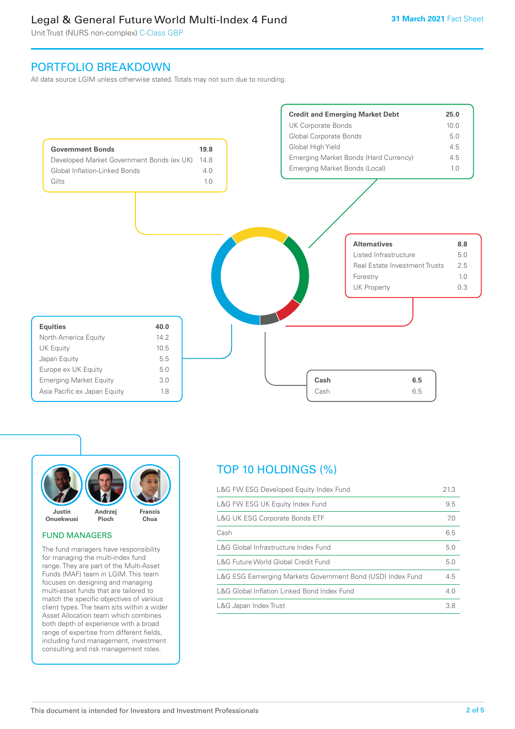## PORTFOLIO BREAKDOWN

All data source LGIM unless otherwise stated. Totals may not sum due to rounding.

| Government Bonds | 19.8 |
|---|---|
| Developed Market Government Bonds (ex UK) | 14.8 |
| Global Inflation-Linked Bonds | 4.0 |
| Gilts | 1.0 |

| Credit and Emerging Market Debt | 25.0 |
|---|---|
| UK Corporate Bonds | 10.0 |
| Global Corporate Bonds | 5.0 |
| Global High Yield | 4.5 |
| Emerging Market Bonds (Hard Currency) | 4.5 |
| Emerging Market Bonds (Local) | 1.0 |

| Alternatives | 8.8 |
|---|---|
| Listed Infrastructure | 5.0 |
| Real Estate Investment Trusts | 2.5 |
| Forestry | 1.0 |
| UK Property | 0.3 |

| Equities | 40.0 |
|---|---|
| North America Equity | 14.2 |
| UK Equity | 10.5 |
| Japan Equity | 5.5 |
| Europe ex UK Equity | 5.0 |
| Emerging Market Equity | 3.0 |
| Asia Pacific ex Japan Equity | 1.8 |

| Cash | 6.5 |
|---|---|
| Cash | 6.5 |

Justin Onuekwusi, Andrzej Pioch, Francis Chua

### FUND MANAGERS

The fund managers have responsibility for managing the multi-index fund range. They are part of the Multi-Asset Funds (MAF) team in LGIM. This team focuses on designing and managing multi-asset funds that are tailored to match the specific objectives of various client types. The team sits within a wider Asset Allocation team which combines both depth of experience with a broad range of expertise from different fields, including fund management, investment consulting and risk management roles.

## TOP 10 HOLDINGS (%)

| Holding | % |
|---|---|
| L&G FW ESG Developed Equity Index Fund | 21.3 |
| L&G FW ESG UK Equity Index Fund | 9.5 |
| L&G UK ESG Corporate Bonds ETF | 7.0 |
| Cash | 6.5 |
| L&G Global Infrastructure Index Fund | 5.0 |
| L&G Future World Global Credit Fund | 5.0 |
| L&G ESG Eemerging Markets Government Bond (USD) Index Fund | 4.5 |
| L&G Global Inflation Linked Bond Index Fund | 4.0 |
| L&G Japan Index Trust | 3.8 |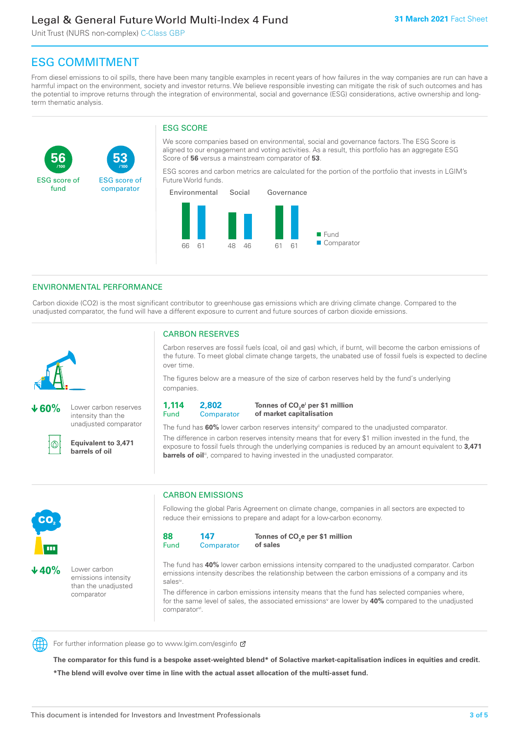# ESG COMMITMENT

From diesel emissions to oil spills, there have been many tangible examples in recent years of how failures in the way companies are run can have a harmful impact on the environment, society and investor returns. We believe responsible investing can mitigate the risk of such outcomes and has the potential to improve returns through the integration of environmental, social and governance (ESG) considerations, active ownership and long-term thematic analysis.

**56** /100 ESG score of fund

**53** /100 ESG score of comparator

## ESG SCORE

We score companies based on environmental, social and governance factors. The ESG Score is aligned to our engagement and voting activities. As a result, this portfolio has an aggregate ESG Score of **56** versus a mainstream comparator of **53**.

ESG scores and carbon metrics are calculated for the portion of the portfolio that invests in LGIM's Future World funds.

| | Fund | Comparator |
|---|---|---|
| Environmental | 66 | 61 |
| Social | 48 | 46 |
| Governance | 61 | 61 |

## ENVIRONMENTAL PERFORMANCE

Carbon dioxide (CO2) is the most significant contributor to greenhouse gas emissions which are driving climate change. Compared to the unadjusted comparator, the fund will have a different exposure to current and future sources of carbon dioxide emissions.

**↓60%** Lower carbon reserves intensity than the unadjusted comparator

**Equivalent to 3,471 barrels of oil**

### CARBON RESERVES

Carbon reserves are fossil fuels (coal, oil and gas) which, if burnt, will become the carbon emissions of the future. To meet global climate change targets, the unabated use of fossil fuels is expected to decline over time.

The figures below are a measure of the size of carbon reserves held by the fund's underlying companies.

| 1,114 Fund | 2,802 Comparator | **Tonnes of $CO_2e$[i] per $1 million of market capitalisation** |
|---|---|---|

The fund has **60%** lower carbon reserves intensity[ii] compared to the unadjusted comparator.

The difference in carbon reserves intensity means that for every $1 million invested in the fund, the exposure to fossil fuels through the underlying companies is reduced by an amount equivalent to **3,471 barrels of oil**[iii], compared to having invested in the unadjusted comparator.

**↓40%** Lower carbon emissions intensity than the unadjusted comparator

### CARBON EMISSIONS

Following the global Paris Agreement on climate change, companies in all sectors are expected to reduce their emissions to prepare and adapt for a low-carbon economy.

| 88 Fund | 147 Comparator | **Tonnes of $CO_2e$ per $1 million of sales** |
|---|---|---|

The fund has **40%** lower carbon emissions intensity compared to the unadjusted comparator. Carbon emissions intensity describes the relationship between the carbon emissions of a company and its sales[iv].

The difference in carbon emissions intensity means that the fund has selected companies where, for the same level of sales, the associated emissions[v] are lower by **40%** compared to the unadjusted comparator[vi].

For further information please go to www.lgim.com/esginfo

**The comparator for this fund is a bespoke asset-weighted blend* of Solactive market-capitalisation indices in equities and credit.**

***The blend will evolve over time in line with the actual asset allocation of the multi-asset fund.**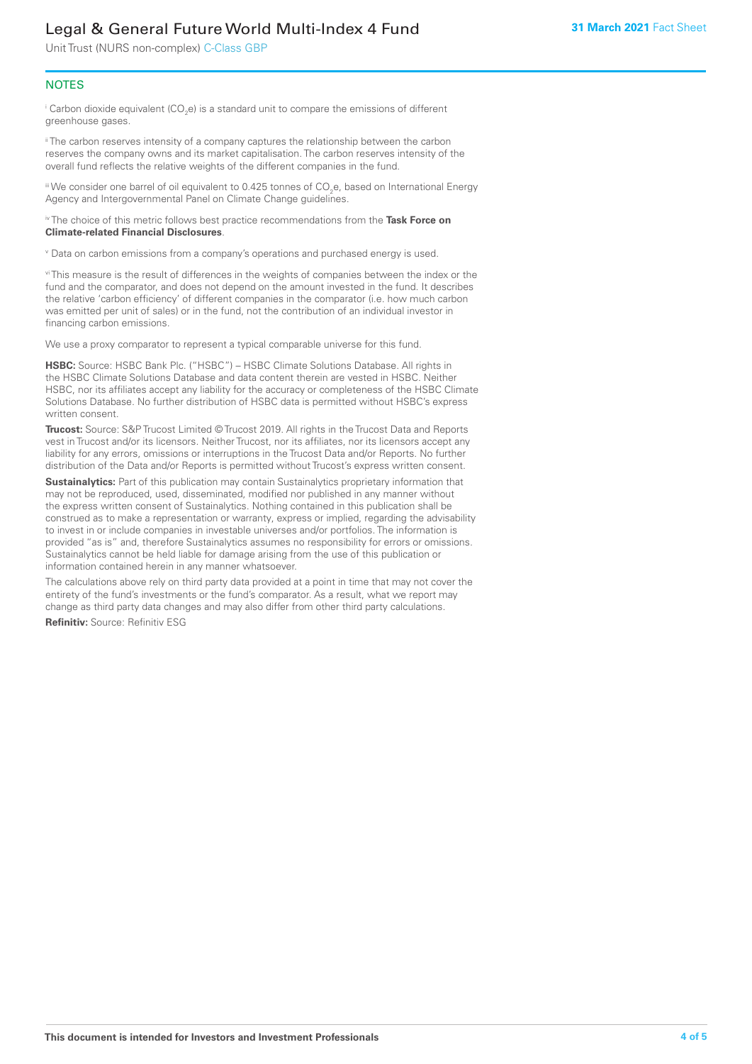## NOTES

[i] Carbon dioxide equivalent ($CO_2e$) is a standard unit to compare the emissions of different greenhouse gases.

[ii] The carbon reserves intensity of a company captures the relationship between the carbon reserves the company owns and its market capitalisation. The carbon reserves intensity of the overall fund reflects the relative weights of the different companies in the fund.

[iii] We consider one barrel of oil equivalent to 0.425 tonnes of $CO_2e$, based on International Energy Agency and Intergovernmental Panel on Climate Change guidelines.

[iv] The choice of this metric follows best practice recommendations from the **Task Force on Climate-related Financial Disclosures**.

[v] Data on carbon emissions from a company's operations and purchased energy is used.

[vi] This measure is the result of differences in the weights of companies between the index or the fund and the comparator, and does not depend on the amount invested in the fund. It describes the relative 'carbon efficiency' of different companies in the comparator (i.e. how much carbon was emitted per unit of sales) or in the fund, not the contribution of an individual investor in financing carbon emissions.

We use a proxy comparator to represent a typical comparable universe for this fund.

**HSBC:** Source: HSBC Bank Plc. ("HSBC") – HSBC Climate Solutions Database. All rights in the HSBC Climate Solutions Database and data content therein are vested in HSBC. Neither HSBC, nor its affiliates accept any liability for the accuracy or completeness of the HSBC Climate Solutions Database. No further distribution of HSBC data is permitted without HSBC's express written consent.

**Trucost:** Source: S&P Trucost Limited © Trucost 2019. All rights in the Trucost Data and Reports vest in Trucost and/or its licensors. Neither Trucost, nor its affiliates, nor its licensors accept any liability for any errors, omissions or interruptions in the Trucost Data and/or Reports. No further distribution of the Data and/or Reports is permitted without Trucost's express written consent.

**Sustainalytics:** Part of this publication may contain Sustainalytics proprietary information that may not be reproduced, used, disseminated, modified nor published in any manner without the express written consent of Sustainalytics. Nothing contained in this publication shall be construed as to make a representation or warranty, express or implied, regarding the advisability to invest in or include companies in investable universes and/or portfolios. The information is provided "as is" and, therefore Sustainalytics assumes no responsibility for errors or omissions. Sustainalytics cannot be held liable for damage arising from the use of this publication or information contained herein in any manner whatsoever.

The calculations above rely on third party data provided at a point in time that may not cover the entirety of the fund's investments or the fund's comparator. As a result, what we report may change as third party data changes and may also differ from other third party calculations.

**Refinitiv:** Source: Refinitiv ESG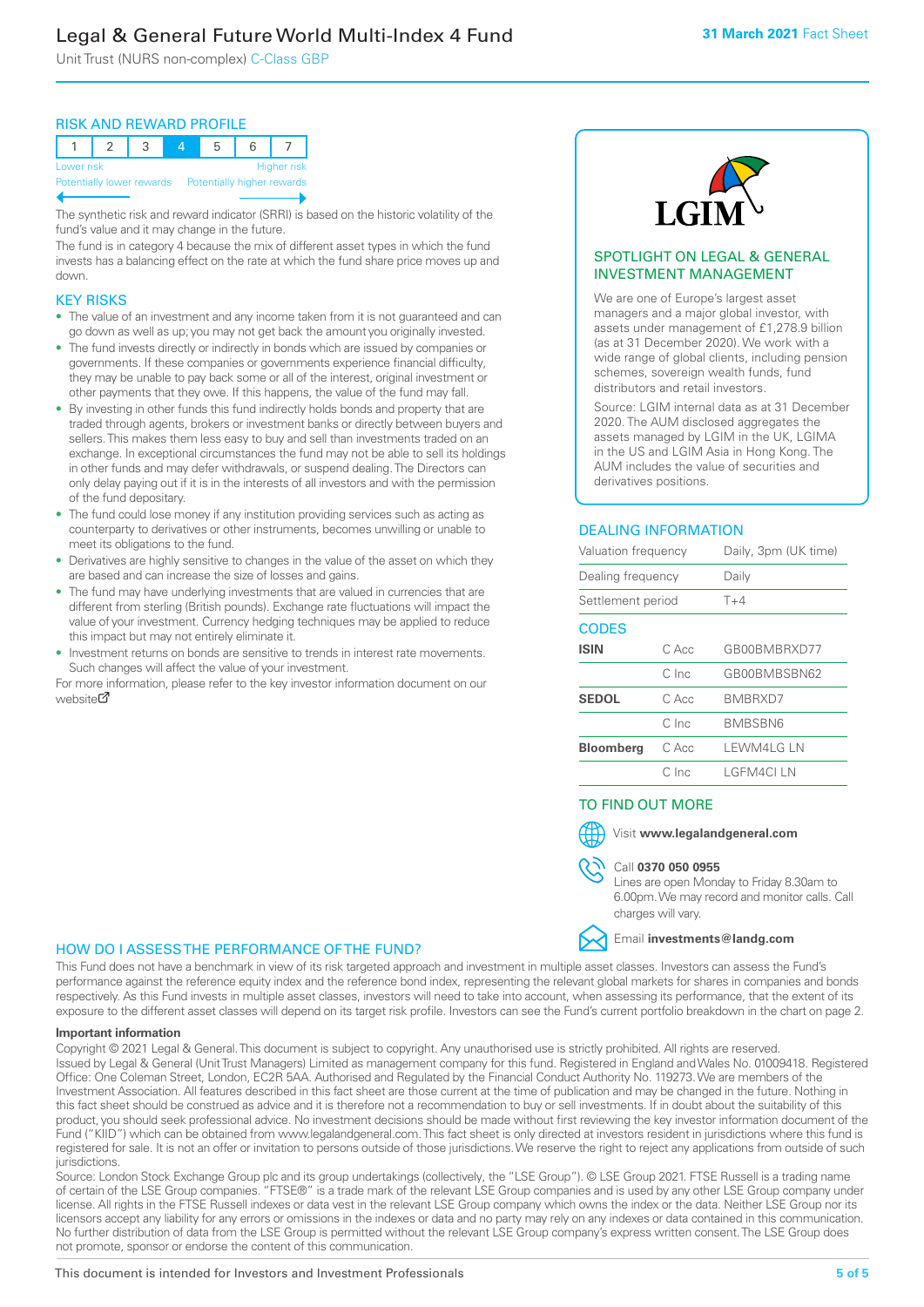# Legal & General Future World Multi-Index 4 Fund

Unit Trust (NURS non-complex) C-Class GBP

31 March 2021 Fact Sheet

## RISK AND REWARD PROFILE

| 1 | 2 | 3 | 4 | 5 | 6 | 7 |
|---|---|---|---|---|---|---|

Lower risk — Higher risk

Potentially lower rewards — Potentially higher rewards

The synthetic risk and reward indicator (SRRI) is based on the historic volatility of the fund's value and it may change in the future.

The fund is in category 4 because the mix of different asset types in which the fund invests has a balancing effect on the rate at which the fund share price moves up and down.

## KEY RISKS

- The value of an investment and any income taken from it is not guaranteed and can go down as well as up; you may not get back the amount you originally invested.
- The fund invests directly or indirectly in bonds which are issued by companies or governments. If these companies or governments experience financial difficulty, they may be unable to pay back some or all of the interest, original investment or other payments that they owe. If this happens, the value of the fund may fall.
- By investing in other funds this fund indirectly holds bonds and property that are traded through agents, brokers or investment banks or directly between buyers and sellers. This makes them less easy to buy and sell than investments traded on an exchange. In exceptional circumstances the fund may not be able to sell its holdings in other funds and may defer withdrawals, or suspend dealing. The Directors can only delay paying out if it is in the interests of all investors and with the permission of the fund depositary.
- The fund could lose money if any institution providing services such as acting as counterparty to derivatives or other instruments, becomes unwilling or unable to meet its obligations to the fund.
- Derivatives are highly sensitive to changes in the value of the asset on which they are based and can increase the size of losses and gains.
- The fund may have underlying investments that are valued in currencies that are different from sterling (British pounds). Exchange rate fluctuations will impact the value of your investment. Currency hedging techniques may be applied to reduce this impact but may not entirely eliminate it.
- Investment returns on bonds are sensitive to trends in interest rate movements. Such changes will affect the value of your investment.

For more information, please refer to the key investor information document on our website

## SPOTLIGHT ON LEGAL & GENERAL INVESTMENT MANAGEMENT

We are one of Europe's largest asset managers and a major global investor, with assets under management of £1,278.9 billion (as at 31 December 2020). We work with a wide range of global clients, including pension schemes, sovereign wealth funds, fund distributors and retail investors.

Source: LGIM internal data as at 31 December 2020. The AUM disclosed aggregates the assets managed by LGIM in the UK, LGIMA in the US and LGIM Asia in Hong Kong. The AUM includes the value of securities and derivatives positions.

## DEALING INFORMATION

| | |
|---|---|
| Valuation frequency | Daily, 3pm (UK time) |
| Dealing frequency | Daily |
| Settlement period | T+4 |

## CODES

| | | |
|---|---|---|
| **ISIN** | C Acc | GB00BMBRXD77 |
| | C Inc | GB00BMBSBN62 |
| **SEDOL** | C Acc | BMBRXD7 |
| | C Inc | BMBSBN6 |
| **Bloomberg** | C Acc | LEWM4LG LN |
| | C Inc | LGFM4CI LN |

## TO FIND OUT MORE

Visit **www.legalandgeneral.com**

Call **0370 050 0955**
Lines are open Monday to Friday 8.30am to 6.00pm. We may record and monitor calls. Call charges will vary.

Email **investments@landg.com**

## HOW DO I ASSESS THE PERFORMANCE OF THE FUND?

This Fund does not have a benchmark in view of its risk targeted approach and investment in multiple asset classes. Investors can assess the Fund's performance against the reference equity index and the reference bond index, representing the relevant global markets for shares in companies and bonds respectively. As this Fund invests in multiple asset classes, investors will need to take into account, when assessing its performance, that the extent of its exposure to the different asset classes will depend on its target risk profile. Investors can see the Fund's current portfolio breakdown in the chart on page 2.

**Important information**

Copyright © 2021 Legal & General. This document is subject to copyright. Any unauthorised use is strictly prohibited. All rights are reserved. Issued by Legal & General (Unit Trust Managers) Limited as management company for this fund. Registered in England and Wales No. 01009418. Registered Office: One Coleman Street, London, EC2R 5AA. Authorised and Regulated by the Financial Conduct Authority No. 119273. We are members of the Investment Association. All features described in this fact sheet are those current at the time of publication and may be changed in the future. Nothing in this fact sheet should be construed as advice and it is therefore not a recommendation to buy or sell investments. If in doubt about the suitability of this product, you should seek professional advice. No investment decisions should be made without first reviewing the key investor information document of the Fund ("KIID") which can be obtained from www.legalandgeneral.com. This fact sheet is only directed at investors resident in jurisdictions where this fund is registered for sale. It is not an offer or invitation to persons outside of those jurisdictions. We reserve the right to reject any applications from outside of such jurisdictions.

Source: London Stock Exchange Group plc and its group undertakings (collectively, the "LSE Group"). © LSE Group 2021. FTSE Russell is a trading name of certain of the LSE Group companies. "FTSE®" is a trade mark of the relevant LSE Group companies and is used by any other LSE Group company under license. All rights in the FTSE Russell indexes or data vest in the relevant LSE Group company which owns the index or the data. Neither LSE Group nor its licensors accept any liability for any errors or omissions in the indexes or data and no party may rely on any indexes or data contained in this communication. No further distribution of data from the LSE Group is permitted without the relevant LSE Group company's express written consent. The LSE Group does not promote, sponsor or endorse the content of this communication.

This document is intended for Investors and Investment Professionals